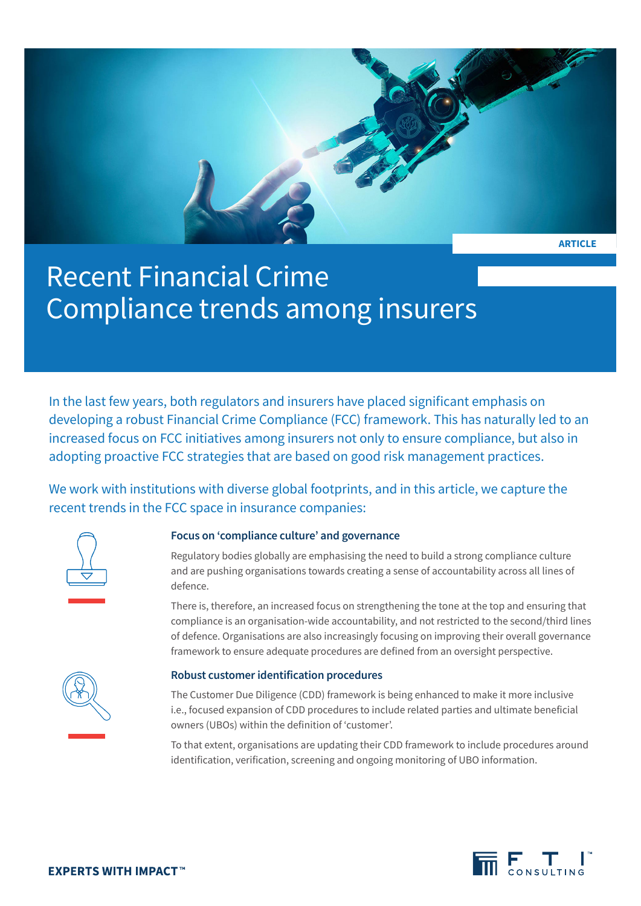ARTICLE

# Recent Financial Crime Compliance trends among insurers

In the last few years, both regulators and insurers have placed significant emphasis on developing a robust Financial Crime Compliance (FCC) framework. This has naturally led to an increased focus on FCC initiatives among insurers not only to ensure compliance, but also in adopting proactive FCC strategies that are based on good risk management practices.

We work with institutions with diverse global footprints, and in this article, we capture the recent trends in the FCC space in insurance companies:

### Focus on 'compliance culture' and governance

Regulatory bodies globally are emphasising the need to build a strong compliance culture and are pushing organisations towards creating a sense of accountability across all lines of defence.

There is, therefore, an increased focus on strengthening the tone at the top and ensuring that compliance is an organisation-wide accountability, and not restricted to the second/third lines of defence. Organisations are also increasingly focusing on improving their overall governance framework to ensure adequate procedures are defined from an oversight perspective.

### Robust customer identification procedures

The Customer Due Diligence (CDD) framework is being enhanced to make it more inclusive i.e., focused expansion of CDD procedures to include related parties and ultimate beneficial owners (UBOs) within the definition of 'customer'.

To that extent, organisations are updating their CDD framework to include procedures around identification, verification, screening and ongoing monitoring of UBO information.

**EXPERTS WITH IMPACT™**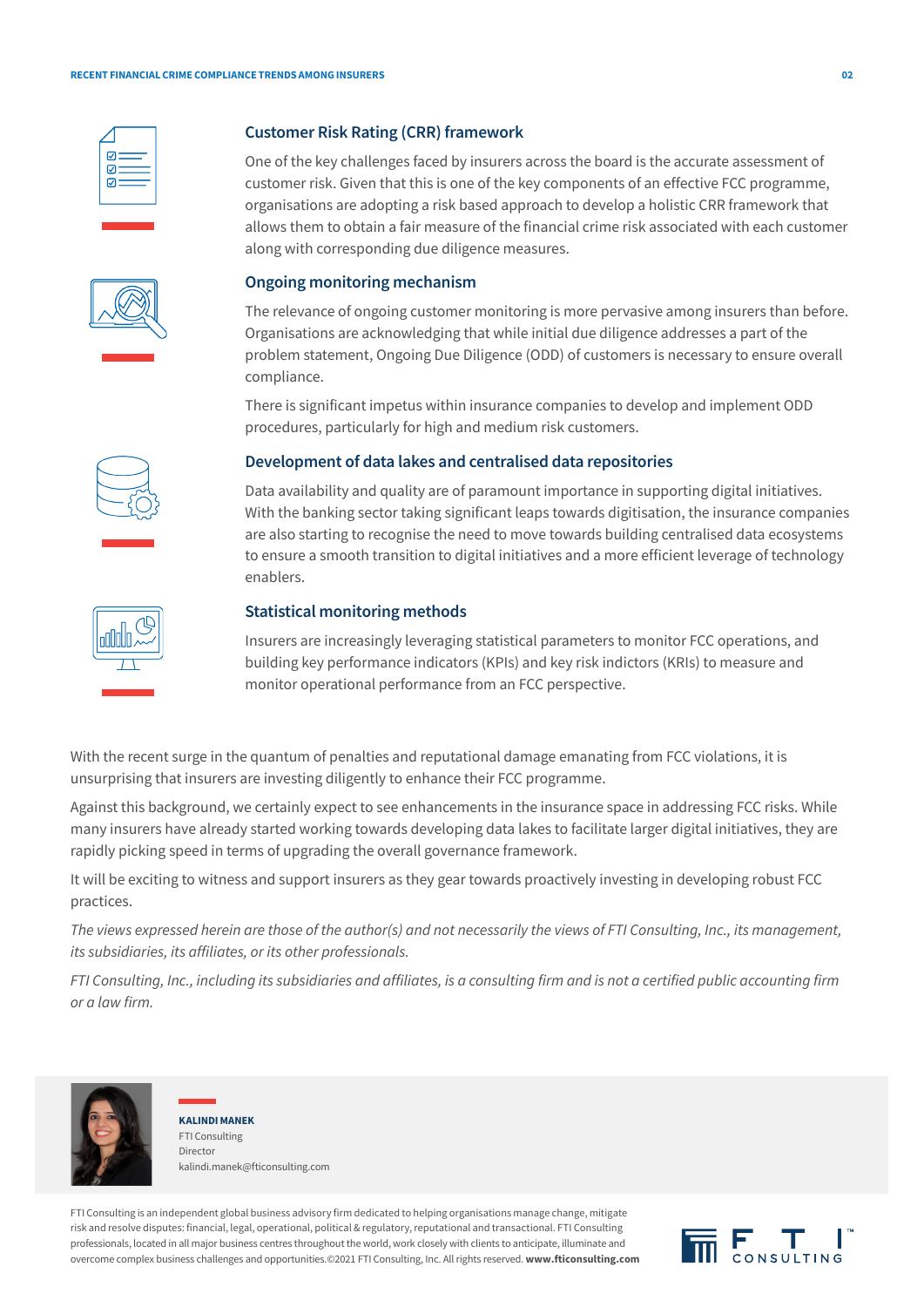### Customer Risk Rating (CRR) framework

One of the key challenges faced by insurers across the board is the accurate assessment of customer risk. Given that this is one of the key components of an effective FCC programme, organisations are adopting a risk based approach to develop a holistic CRR framework that allows them to obtain a fair measure of the financial crime risk associated with each customer along with corresponding due diligence measures.

### Ongoing monitoring mechanism

The relevance of ongoing customer monitoring is more pervasive among insurers than before. Organisations are acknowledging that while initial due diligence addresses a part of the problem statement, Ongoing Due Diligence (ODD) of customers is necessary to ensure overall compliance.

There is significant impetus within insurance companies to develop and implement ODD procedures, particularly for high and medium risk customers.

### Development of data lakes and centralised data repositories

Data availability and quality are of paramount importance in supporting digital initiatives. With the banking sector taking significant leaps towards digitisation, the insurance companies are also starting to recognise the need to move towards building centralised data ecosystems to ensure a smooth transition to digital initiatives and a more efficient leverage of technology enablers.

### Statistical monitoring methods

Insurers are increasingly leveraging statistical parameters to monitor FCC operations, and building key performance indicators (KPIs) and key risk indictors (KRIs) to measure and monitor operational performance from an FCC perspective.

With the recent surge in the quantum of penalties and reputational damage emanating from FCC violations, it is unsurprising that insurers are investing diligently to enhance their FCC programme.

Against this background, we certainly expect to see enhancements in the insurance space in addressing FCC risks. While many insurers have already started working towards developing data lakes to facilitate larger digital initiatives, they are rapidly picking speed in terms of upgrading the overall governance framework.

It will be exciting to witness and support insurers as they gear towards proactively investing in developing robust FCC practices.

*The views expressed herein are those of the author(s) and not necessarily the views of FTI Consulting, Inc., its management, its subsidiaries, its affiliates, or its other professionals.*

*FTI Consulting, Inc., including its subsidiaries and affiliates, is a consulting firm and is not a certified public accounting firm or a law firm.*

**KALINDI MANEK**
FTI Consulting
Director
kalindi.manek@fticonsulting.com

FTI Consulting is an independent global business advisory firm dedicated to helping organisations manage change, mitigate risk and resolve disputes: financial, legal, operational, political & regulatory, reputational and transactional. FTI Consulting professionals, located in all major business centres throughout the world, work closely with clients to anticipate, illuminate and overcome complex business challenges and opportunities.©2021 FTI Consulting, Inc. All rights reserved. **www.fticonsulting.com**